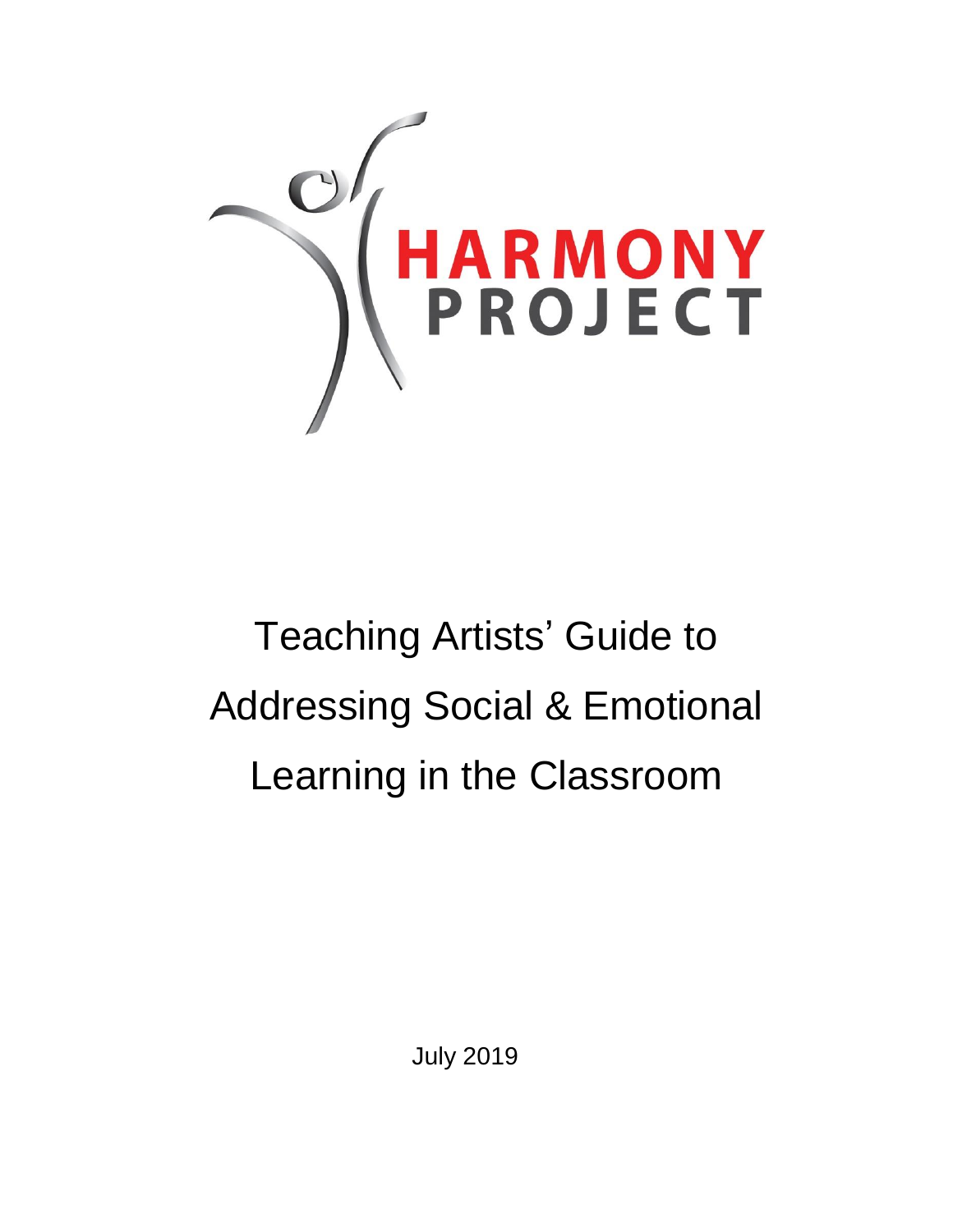HARMONY PROJECT

# Teaching Artists' Guide to Addressing Social & Emotional Learning in the Classroom

July 2019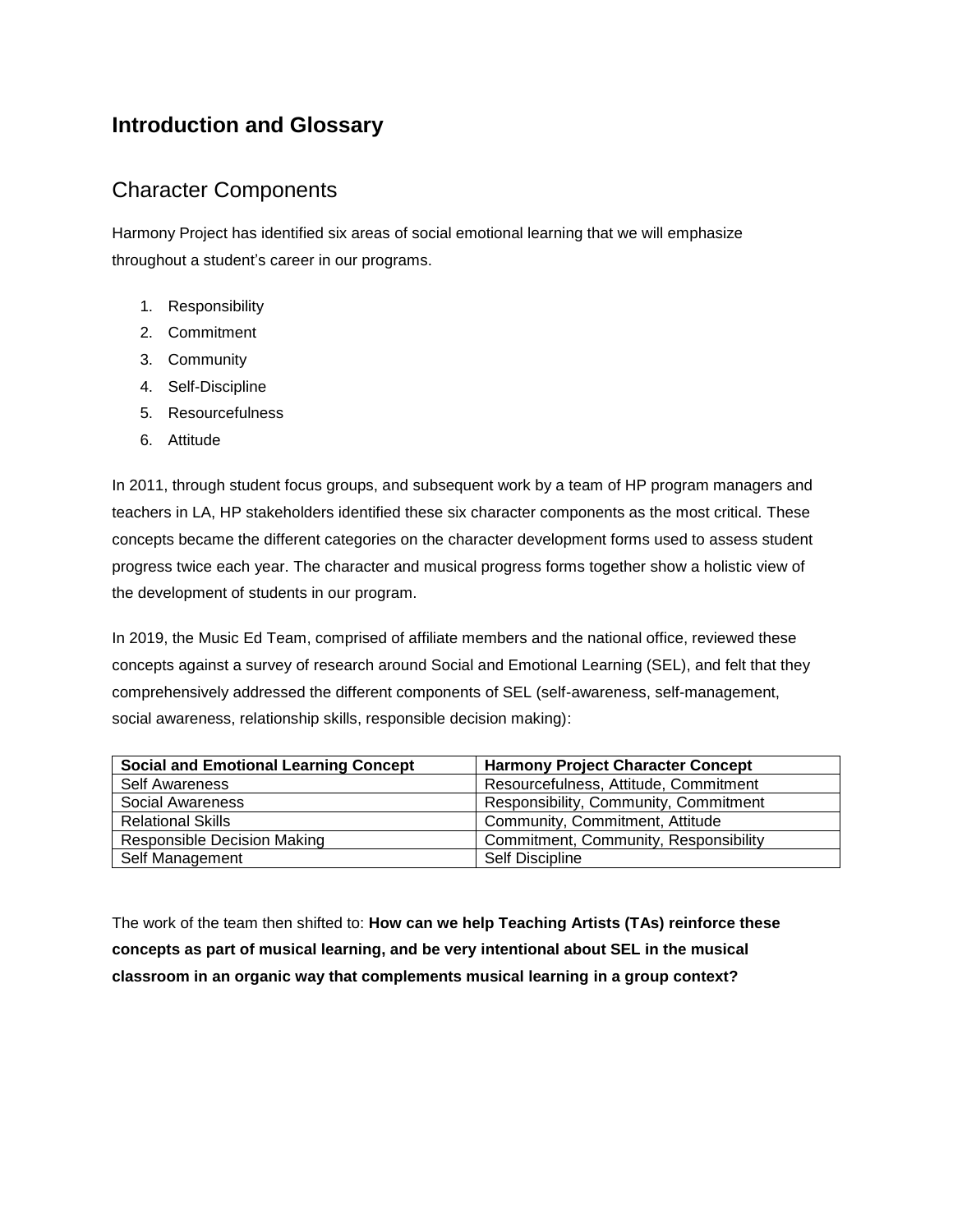## Introduction and Glossary

### Character Components

Harmony Project has identified six areas of social emotional learning that we will emphasize throughout a student's career in our programs.

1. Responsibility
2. Commitment
3. Community
4. Self-Discipline
5. Resourcefulness
6. Attitude

In 2011, through student focus groups, and subsequent work by a team of HP program managers and teachers in LA, HP stakeholders identified these six character components as the most critical. These concepts became the different categories on the character development forms used to assess student progress twice each year. The character and musical progress forms together show a holistic view of the development of students in our program.

In 2019, the Music Ed Team, comprised of affiliate members and the national office, reviewed these concepts against a survey of research around Social and Emotional Learning (SEL), and felt that they comprehensively addressed the different components of SEL (self-awareness, self-management, social awareness, relationship skills, responsible decision making):

| Social and Emotional Learning Concept | Harmony Project Character Concept |
| --- | --- |
| Self Awareness | Resourcefulness, Attitude, Commitment |
| Social Awareness | Responsibility, Community, Commitment |
| Relational Skills | Community, Commitment, Attitude |
| Responsible Decision Making | Commitment, Community, Responsibility |
| Self Management | Self Discipline |

The work of the team then shifted to: **How can we help Teaching Artists (TAs) reinforce these concepts as part of musical learning, and be very intentional about SEL in the musical classroom in an organic way that complements musical learning in a group context?**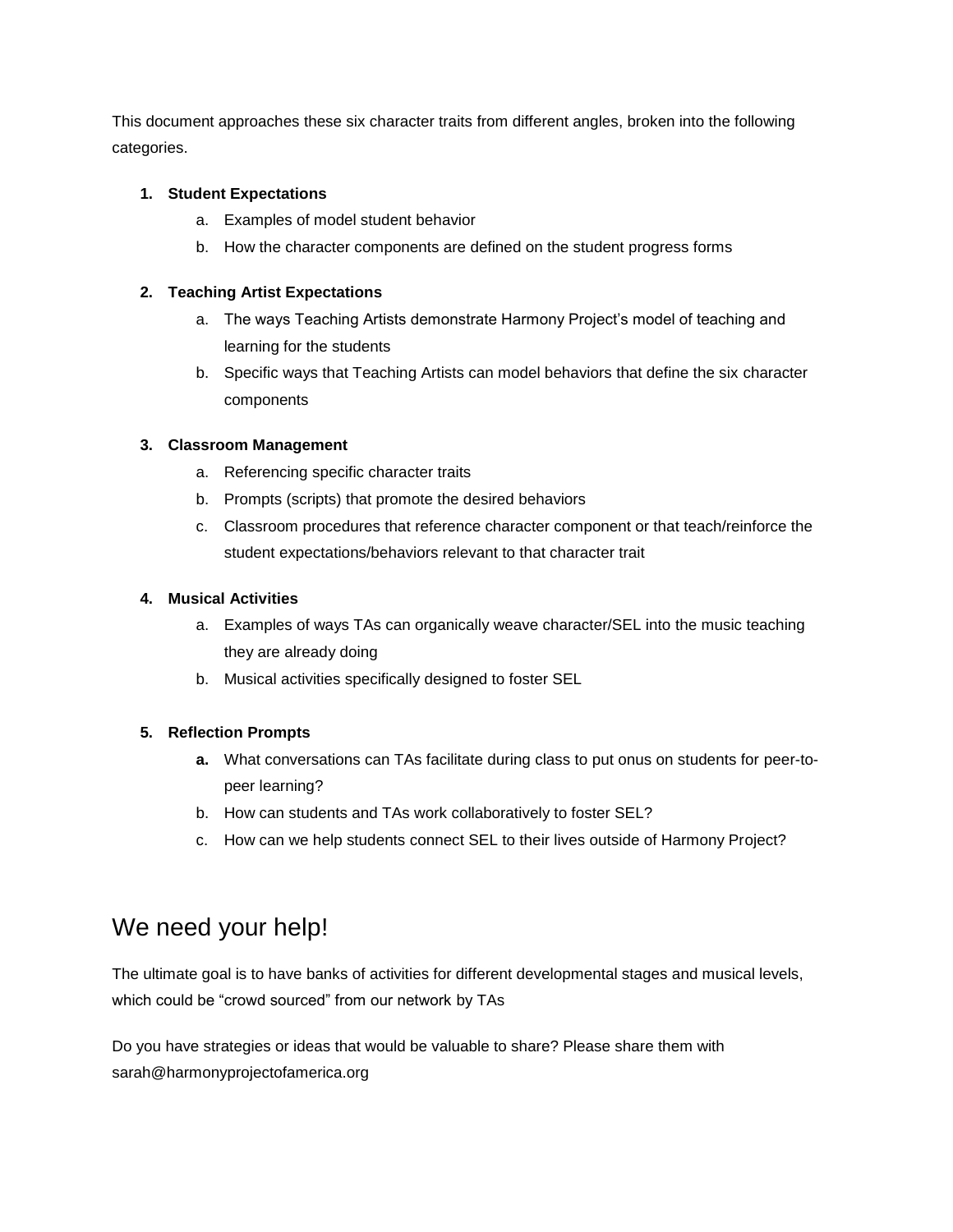This document approaches these six character traits from different angles, broken into the following categories.

1. **Student Expectations**
   a. Examples of model student behavior
   b. How the character components are defined on the student progress forms

2. **Teaching Artist Expectations**
   a. The ways Teaching Artists demonstrate Harmony Project's model of teaching and learning for the students
   b. Specific ways that Teaching Artists can model behaviors that define the six character components

3. **Classroom Management**
   a. Referencing specific character traits
   b. Prompts (scripts) that promote the desired behaviors
   c. Classroom procedures that reference character component or that teach/reinforce the student expectations/behaviors relevant to that character trait

4. **Musical Activities**
   a. Examples of ways TAs can organically weave character/SEL into the music teaching they are already doing
   b. Musical activities specifically designed to foster SEL

5. **Reflection Prompts**
   a. What conversations can TAs facilitate during class to put onus on students for peer-to-peer learning?
   b. How can students and TAs work collaboratively to foster SEL?
   c. How can we help students connect SEL to their lives outside of Harmony Project?

## We need your help!

The ultimate goal is to have banks of activities for different developmental stages and musical levels, which could be "crowd sourced" from our network by TAs

Do you have strategies or ideas that would be valuable to share? Please share them with sarah@harmonyprojectofamerica.org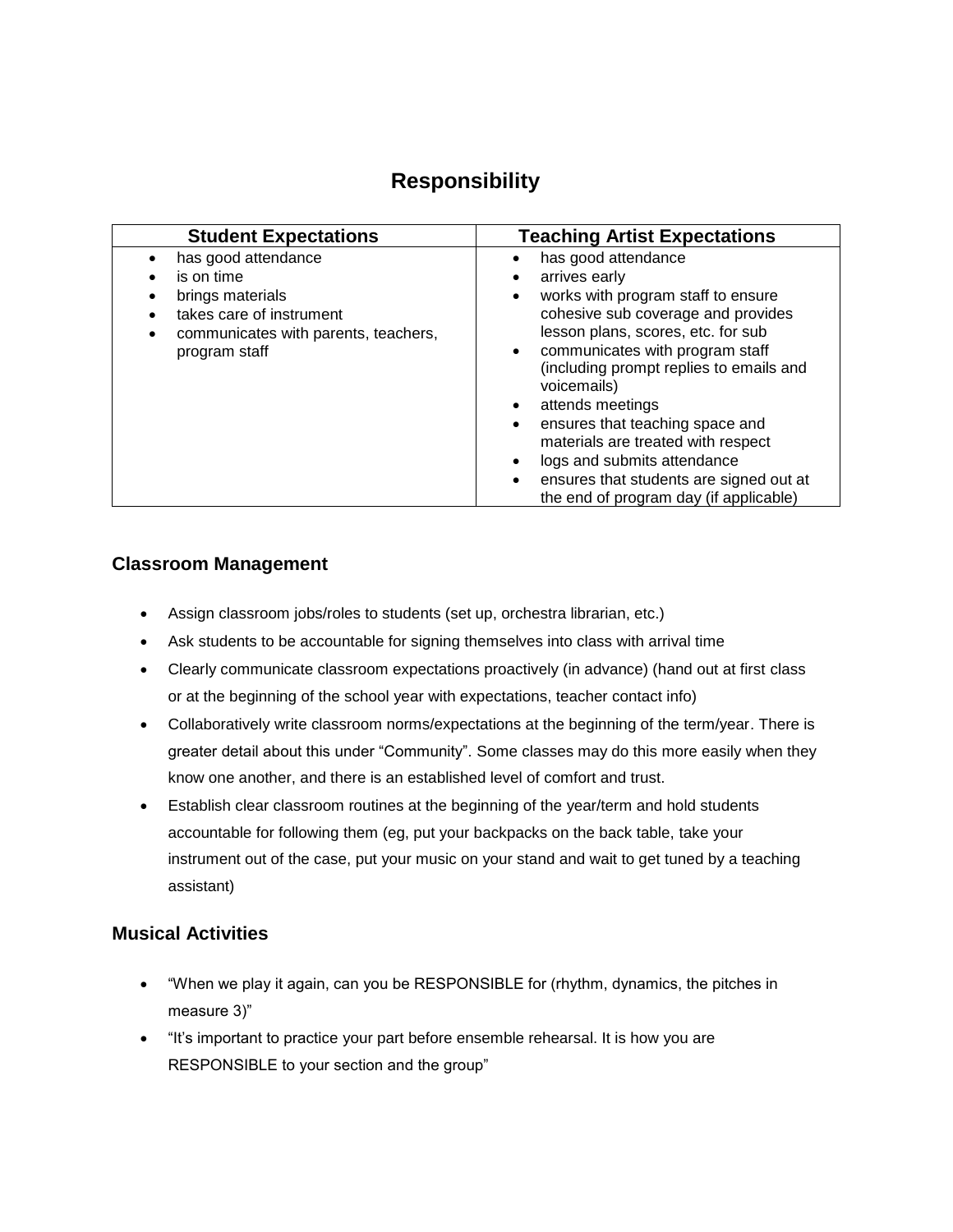# Responsibility

| Student Expectations | Teaching Artist Expectations |
|---|---|
| • has good attendance<br>• is on time<br>• brings materials<br>• takes care of instrument<br>• communicates with parents, teachers, program staff | • has good attendance<br>• arrives early<br>• works with program staff to ensure cohesive sub coverage and provides lesson plans, scores, etc. for sub<br>• communicates with program staff (including prompt replies to emails and voicemails)<br>• attends meetings<br>• ensures that teaching space and materials are treated with respect<br>• logs and submits attendance<br>• ensures that students are signed out at the end of program day (if applicable) |

## Classroom Management

- Assign classroom jobs/roles to students (set up, orchestra librarian, etc.)
- Ask students to be accountable for signing themselves into class with arrival time
- Clearly communicate classroom expectations proactively (in advance) (hand out at first class or at the beginning of the school year with expectations, teacher contact info)
- Collaboratively write classroom norms/expectations at the beginning of the term/year. There is greater detail about this under "Community". Some classes may do this more easily when they know one another, and there is an established level of comfort and trust.
- Establish clear classroom routines at the beginning of the year/term and hold students accountable for following them (eg, put your backpacks on the back table, take your instrument out of the case, put your music on your stand and wait to get tuned by a teaching assistant)

## Musical Activities

- "When we play it again, can you be RESPONSIBLE for (rhythm, dynamics, the pitches in measure 3)"
- "It's important to practice your part before ensemble rehearsal. It is how you are RESPONSIBLE to your section and the group"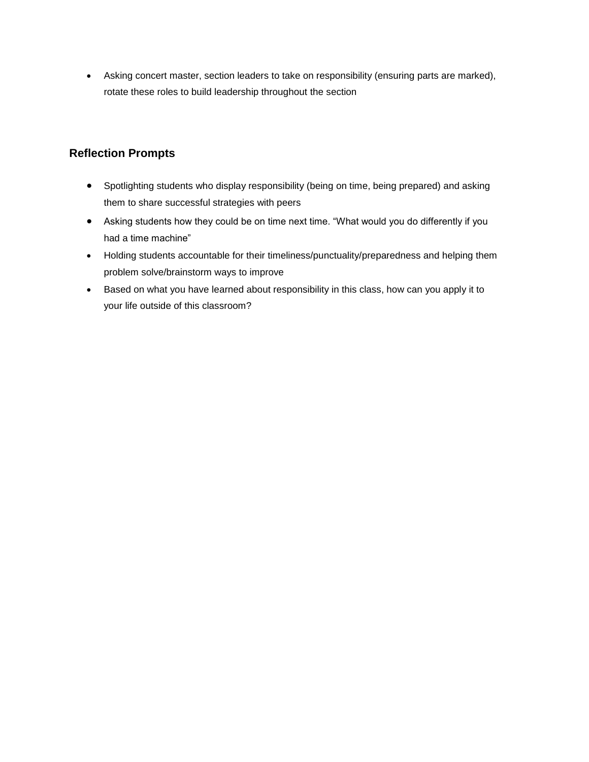- Asking concert master, section leaders to take on responsibility (ensuring parts are marked), rotate these roles to build leadership throughout the section

## Reflection Prompts

- Spotlighting students who display responsibility (being on time, being prepared) and asking them to share successful strategies with peers
- Asking students how they could be on time next time. “What would you do differently if you had a time machine”
- Holding students accountable for their timeliness/punctuality/preparedness and helping them problem solve/brainstorm ways to improve
- Based on what you have learned about responsibility in this class, how can you apply it to your life outside of this classroom?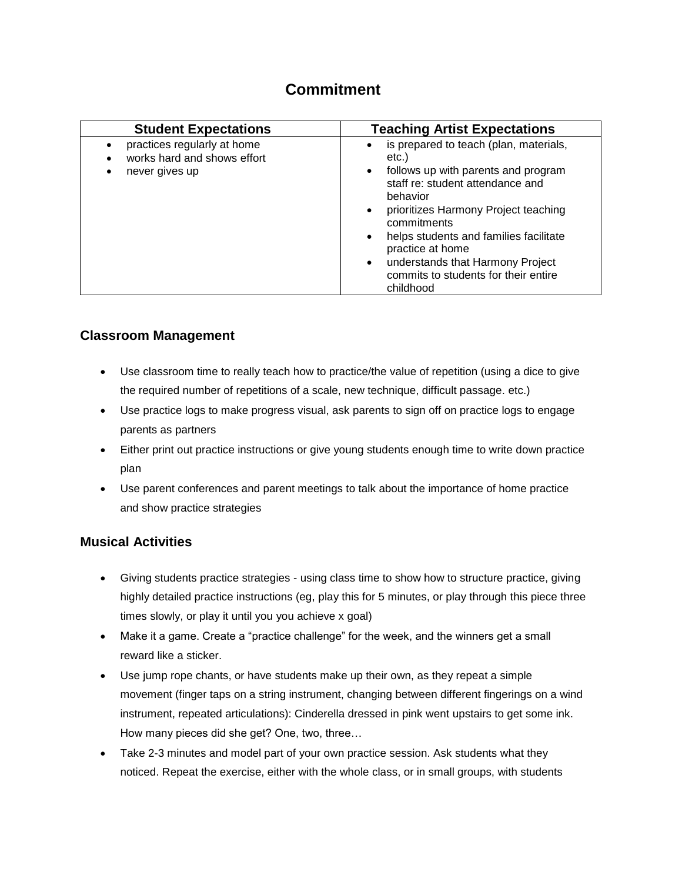## Commitment

| Student Expectations | Teaching Artist Expectations |
|---|---|
| • practices regularly at home<br>• works hard and shows effort<br>• never gives up | • is prepared to teach (plan, materials, etc.)<br>• follows up with parents and program staff re: student attendance and behavior<br>• prioritizes Harmony Project teaching commitments<br>• helps students and families facilitate practice at home<br>• understands that Harmony Project commits to students for their entire childhood |

### Classroom Management

- Use classroom time to really teach how to practice/the value of repetition (using a dice to give the required number of repetitions of a scale, new technique, difficult passage. etc.)
- Use practice logs to make progress visual, ask parents to sign off on practice logs to engage parents as partners
- Either print out practice instructions or give young students enough time to write down practice plan
- Use parent conferences and parent meetings to talk about the importance of home practice and show practice strategies

### Musical Activities

- Giving students practice strategies - using class time to show how to structure practice, giving highly detailed practice instructions (eg, play this for 5 minutes, or play through this piece three times slowly, or play it until you you achieve x goal)
- Make it a game. Create a "practice challenge" for the week, and the winners get a small reward like a sticker.
- Use jump rope chants, or have students make up their own, as they repeat a simple movement (finger taps on a string instrument, changing between different fingerings on a wind instrument, repeated articulations): Cinderella dressed in pink went upstairs to get some ink. How many pieces did she get? One, two, three…
- Take 2-3 minutes and model part of your own practice session. Ask students what they noticed. Repeat the exercise, either with the whole class, or in small groups, with students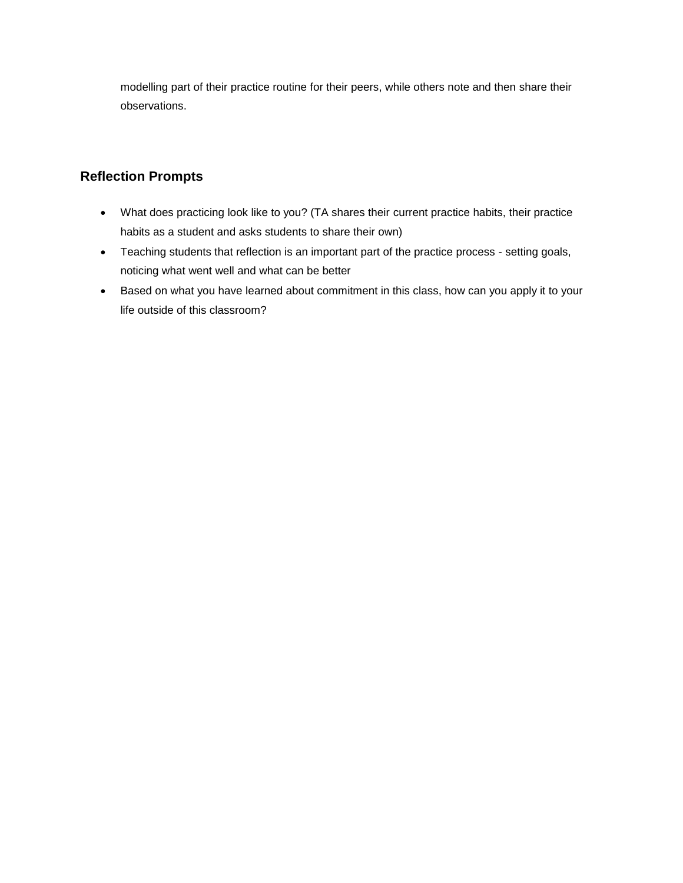modelling part of their practice routine for their peers, while others note and then share their observations.

## Reflection Prompts

- What does practicing look like to you? (TA shares their current practice habits, their practice habits as a student and asks students to share their own)
- Teaching students that reflection is an important part of the practice process - setting goals, noticing what went well and what can be better
- Based on what you have learned about commitment in this class, how can you apply it to your life outside of this classroom?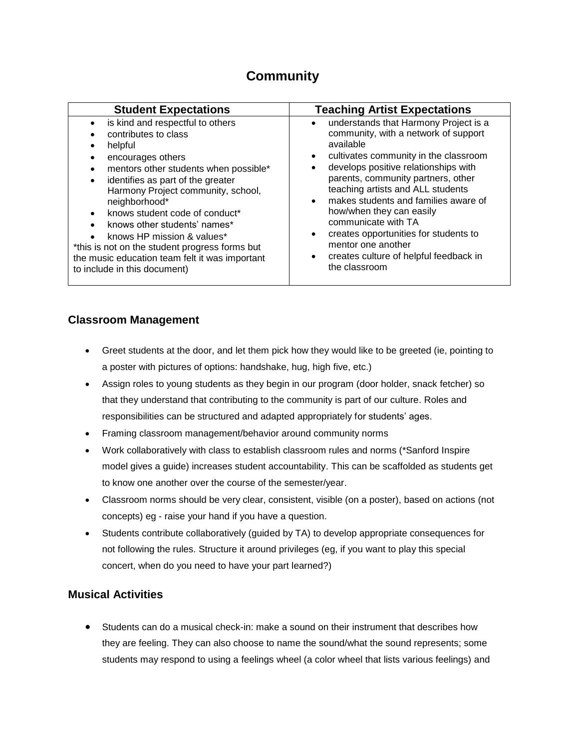# Community

| Student Expectations | Teaching Artist Expectations |
|---|---|
| • is kind and respectful to others<br>• contributes to class<br>• helpful<br>• encourages others<br>• mentors other students when possible*<br>• identifies as part of the greater Harmony Project community, school, neighborhood*<br>• knows student code of conduct*<br>• knows other students' names*<br>• knows HP mission & values*<br>*this is not on the student progress forms but the music education team felt it was important to include in this document) | • understands that Harmony Project is a community, with a network of support available<br>• cultivates community in the classroom<br>• develops positive relationships with parents, community partners, other teaching artists and ALL students<br>• makes students and families aware of how/when they can easily communicate with TA<br>• creates opportunities for students to mentor one another<br>• creates culture of helpful feedback in the classroom |

## Classroom Management

- Greet students at the door, and let them pick how they would like to be greeted (ie, pointing to a poster with pictures of options: handshake, hug, high five, etc.)
- Assign roles to young students as they begin in our program (door holder, snack fetcher) so that they understand that contributing to the community is part of our culture. Roles and responsibilities can be structured and adapted appropriately for students' ages.
- Framing classroom management/behavior around community norms
- Work collaboratively with class to establish classroom rules and norms (*Sanford Inspire model gives a guide) increases student accountability. This can be scaffolded as students get to know one another over the course of the semester/year.
- Classroom norms should be very clear, consistent, visible (on a poster), based on actions (not concepts) eg - raise your hand if you have a question.
- Students contribute collaboratively (guided by TA) to develop appropriate consequences for not following the rules. Structure it around privileges (eg, if you want to play this special concert, when do you need to have your part learned?)

## Musical Activities

- Students can do a musical check-in: make a sound on their instrument that describes how they are feeling. They can also choose to name the sound/what the sound represents; some students may respond to using a feelings wheel (a color wheel that lists various feelings) and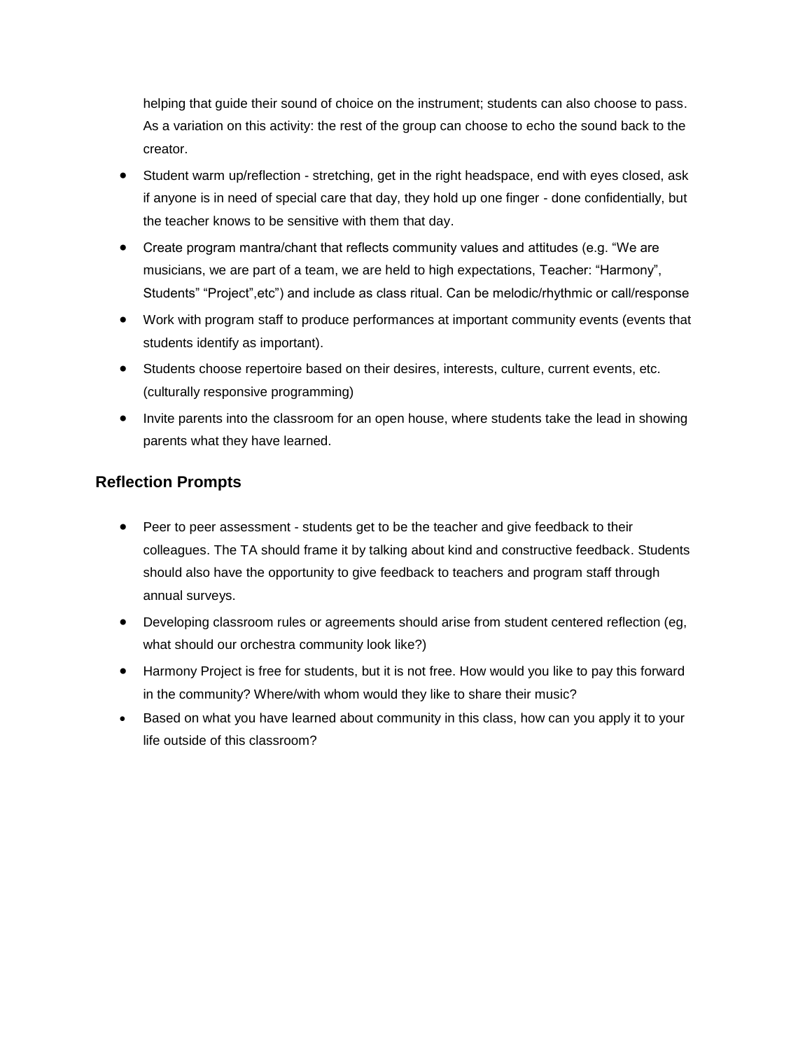helping that guide their sound of choice on the instrument; students can also choose to pass. As a variation on this activity: the rest of the group can choose to echo the sound back to the creator.

- Student warm up/reflection - stretching, get in the right headspace, end with eyes closed, ask if anyone is in need of special care that day, they hold up one finger - done confidentially, but the teacher knows to be sensitive with them that day.
- Create program mantra/chant that reflects community values and attitudes (e.g. "We are musicians, we are part of a team, we are held to high expectations, Teacher: "Harmony", Students" "Project",etc") and include as class ritual. Can be melodic/rhythmic or call/response
- Work with program staff to produce performances at important community events (events that students identify as important).
- Students choose repertoire based on their desires, interests, culture, current events, etc. (culturally responsive programming)
- Invite parents into the classroom for an open house, where students take the lead in showing parents what they have learned.

## Reflection Prompts

- Peer to peer assessment - students get to be the teacher and give feedback to their colleagues. The TA should frame it by talking about kind and constructive feedback. Students should also have the opportunity to give feedback to teachers and program staff through annual surveys.
- Developing classroom rules or agreements should arise from student centered reflection (eg, what should our orchestra community look like?)
- Harmony Project is free for students, but it is not free. How would you like to pay this forward in the community? Where/with whom would they like to share their music?
- Based on what you have learned about community in this class, how can you apply it to your life outside of this classroom?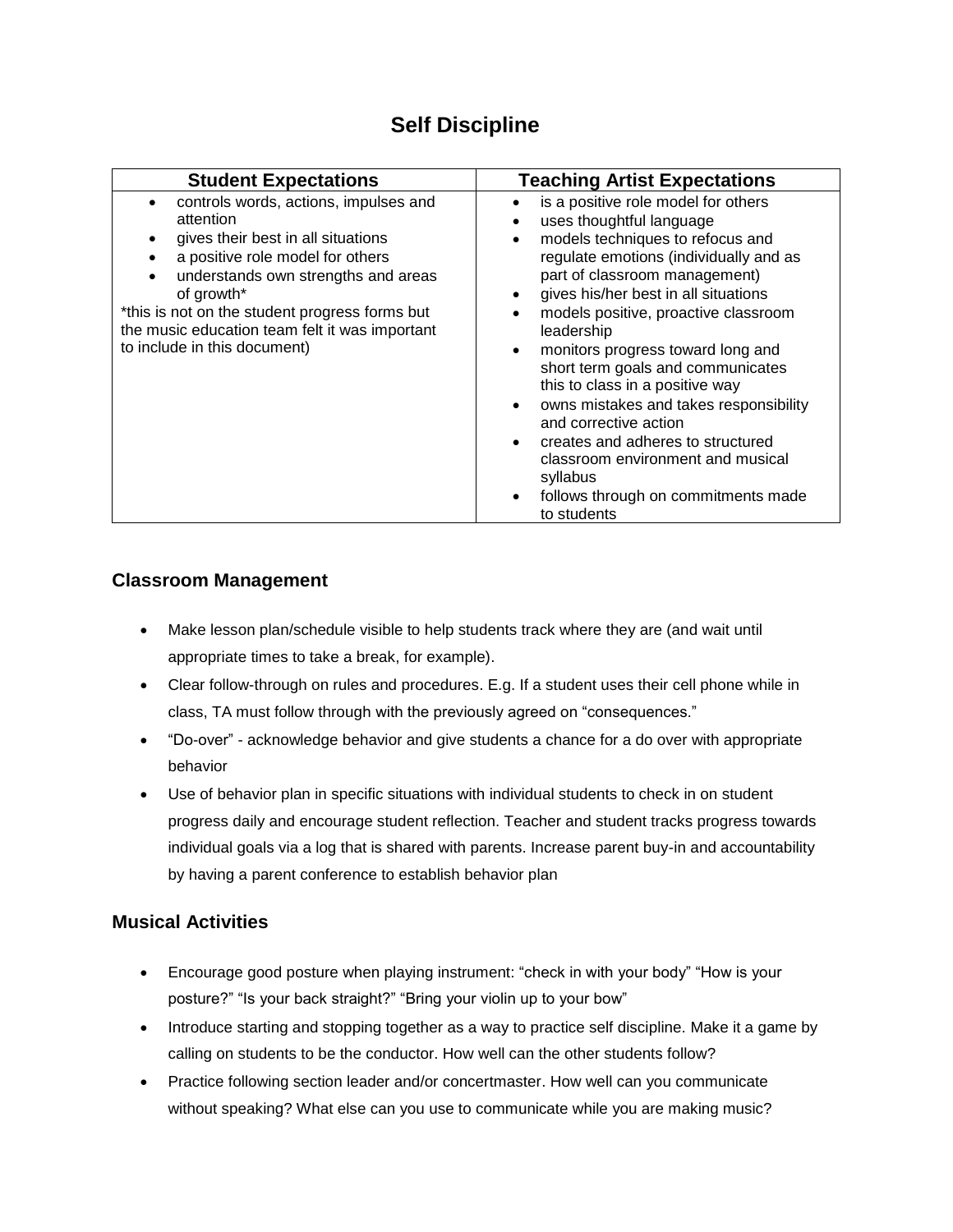# Self Discipline

| Student Expectations | Teaching Artist Expectations |
|---|---|
| • controls words, actions, impulses and attention<br>• gives their best in all situations<br>• a positive role model for others<br>• understands own strengths and areas of growth*<br>*this is not on the student progress forms but the music education team felt it was important to include in this document) | • is a positive role model for others<br>• uses thoughtful language<br>• models techniques to refocus and regulate emotions (individually and as part of classroom management)<br>• gives his/her best in all situations<br>• models positive, proactive classroom leadership<br>• monitors progress toward long and short term goals and communicates this to class in a positive way<br>• owns mistakes and takes responsibility and corrective action<br>• creates and adheres to structured classroom environment and musical syllabus<br>• follows through on commitments made to students |

## Classroom Management

- Make lesson plan/schedule visible to help students track where they are (and wait until appropriate times to take a break, for example).
- Clear follow-through on rules and procedures. E.g. If a student uses their cell phone while in class, TA must follow through with the previously agreed on "consequences."
- "Do-over" - acknowledge behavior and give students a chance for a do over with appropriate behavior
- Use of behavior plan in specific situations with individual students to check in on student progress daily and encourage student reflection. Teacher and student tracks progress towards individual goals via a log that is shared with parents. Increase parent buy-in and accountability by having a parent conference to establish behavior plan

## Musical Activities

- Encourage good posture when playing instrument: "check in with your body" "How is your posture?" "Is your back straight?" "Bring your violin up to your bow"
- Introduce starting and stopping together as a way to practice self discipline. Make it a game by calling on students to be the conductor. How well can the other students follow?
- Practice following section leader and/or concertmaster. How well can you communicate without speaking? What else can you use to communicate while you are making music?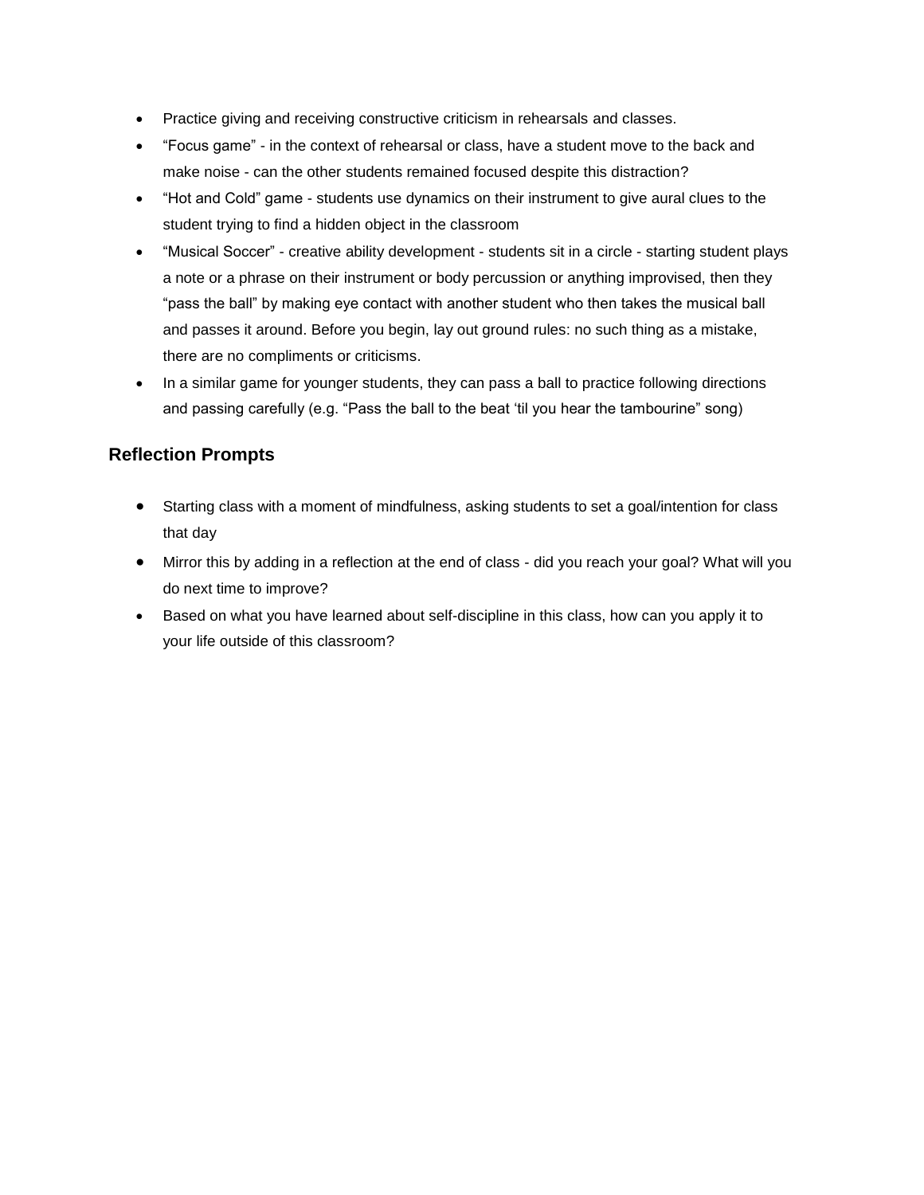- Practice giving and receiving constructive criticism in rehearsals and classes.
- “Focus game” - in the context of rehearsal or class, have a student move to the back and make noise - can the other students remained focused despite this distraction?
- “Hot and Cold” game - students use dynamics on their instrument to give aural clues to the student trying to find a hidden object in the classroom
- “Musical Soccer” - creative ability development - students sit in a circle - starting student plays a note or a phrase on their instrument or body percussion or anything improvised, then they “pass the ball” by making eye contact with another student who then takes the musical ball and passes it around. Before you begin, lay out ground rules: no such thing as a mistake, there are no compliments or criticisms.
- In a similar game for younger students, they can pass a ball to practice following directions and passing carefully (e.g. “Pass the ball to the beat ‘til you hear the tambourine” song)

## Reflection Prompts

- Starting class with a moment of mindfulness, asking students to set a goal/intention for class that day
- Mirror this by adding in a reflection at the end of class - did you reach your goal? What will you do next time to improve?
- Based on what you have learned about self-discipline in this class, how can you apply it to your life outside of this classroom?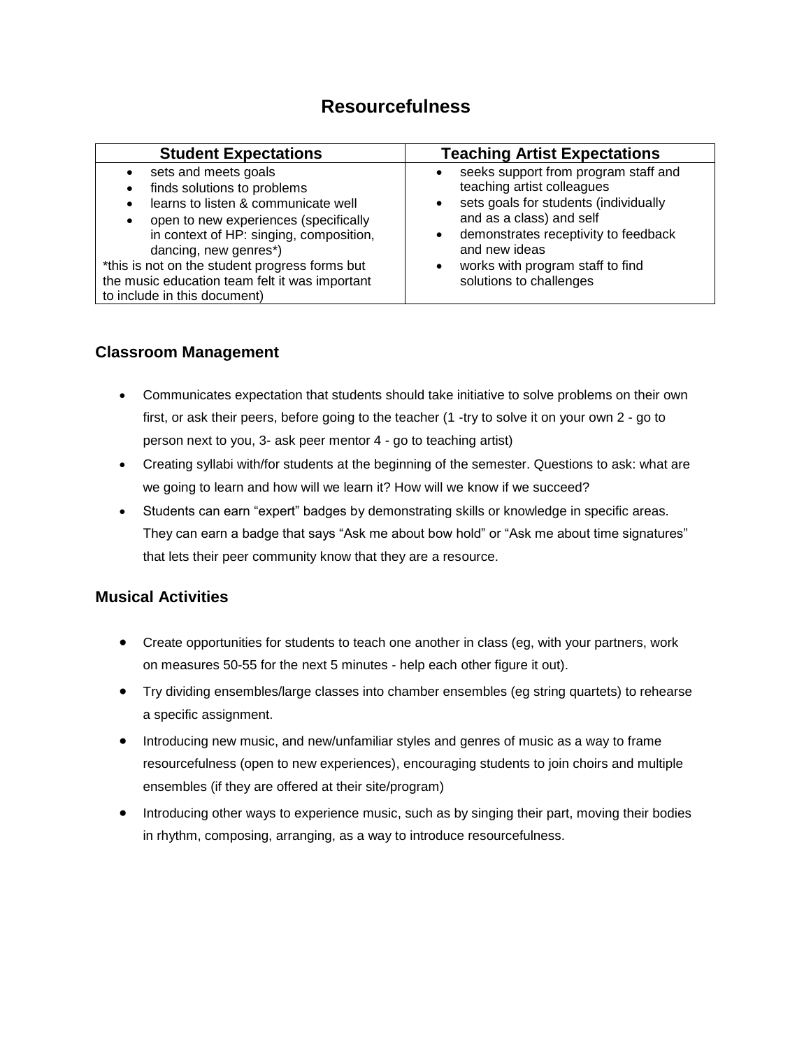# Resourcefulness

| Student Expectations | Teaching Artist Expectations |
| --- | --- |
| • sets and meets goals<br>• finds solutions to problems<br>• learns to listen & communicate well<br>• open to new experiences (specifically in context of HP: singing, composition, dancing, new genres*)<br>*this is not on the student progress forms but the music education team felt it was important to include in this document) | • seeks support from program staff and teaching artist colleagues<br>• sets goals for students (individually and as a class) and self<br>• demonstrates receptivity to feedback and new ideas<br>• works with program staff to find solutions to challenges |

### Classroom Management

- Communicates expectation that students should take initiative to solve problems on their own first, or ask their peers, before going to the teacher (1 -try to solve it on your own 2 - go to person next to you, 3- ask peer mentor 4 - go to teaching artist)
- Creating syllabi with/for students at the beginning of the semester. Questions to ask: what are we going to learn and how will we learn it? How will we know if we succeed?
- Students can earn "expert" badges by demonstrating skills or knowledge in specific areas. They can earn a badge that says "Ask me about bow hold" or "Ask me about time signatures" that lets their peer community know that they are a resource.

### Musical Activities

- Create opportunities for students to teach one another in class (eg, with your partners, work on measures 50-55 for the next 5 minutes - help each other figure it out).
- Try dividing ensembles/large classes into chamber ensembles (eg string quartets) to rehearse a specific assignment.
- Introducing new music, and new/unfamiliar styles and genres of music as a way to frame resourcefulness (open to new experiences), encouraging students to join choirs and multiple ensembles (if they are offered at their site/program)
- Introducing other ways to experience music, such as by singing their part, moving their bodies in rhythm, composing, arranging, as a way to introduce resourcefulness.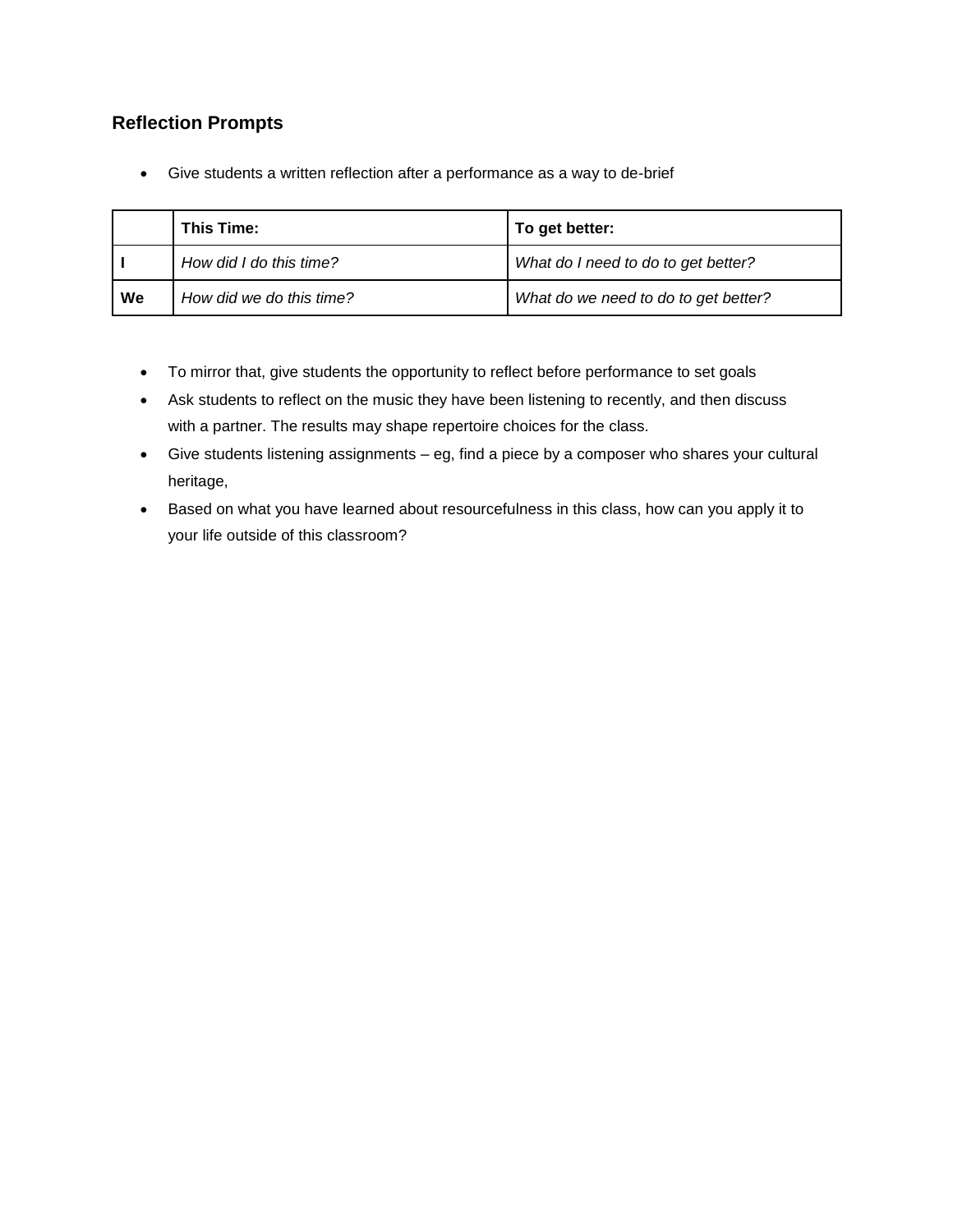## Reflection Prompts

- Give students a written reflection after a performance as a way to de-brief

| | **This Time:** | **To get better:** |
|---|---|---|
| **I** | *How did I do this time?* | *What do I need to do to get better?* |
| **We** | *How did we do this time?* | *What do we need to do to get better?* |

- To mirror that, give students the opportunity to reflect before performance to set goals
- Ask students to reflect on the music they have been listening to recently, and then discuss with a partner. The results may shape repertoire choices for the class.
- Give students listening assignments – eg, find a piece by a composer who shares your cultural heritage,
- Based on what you have learned about resourcefulness in this class, how can you apply it to your life outside of this classroom?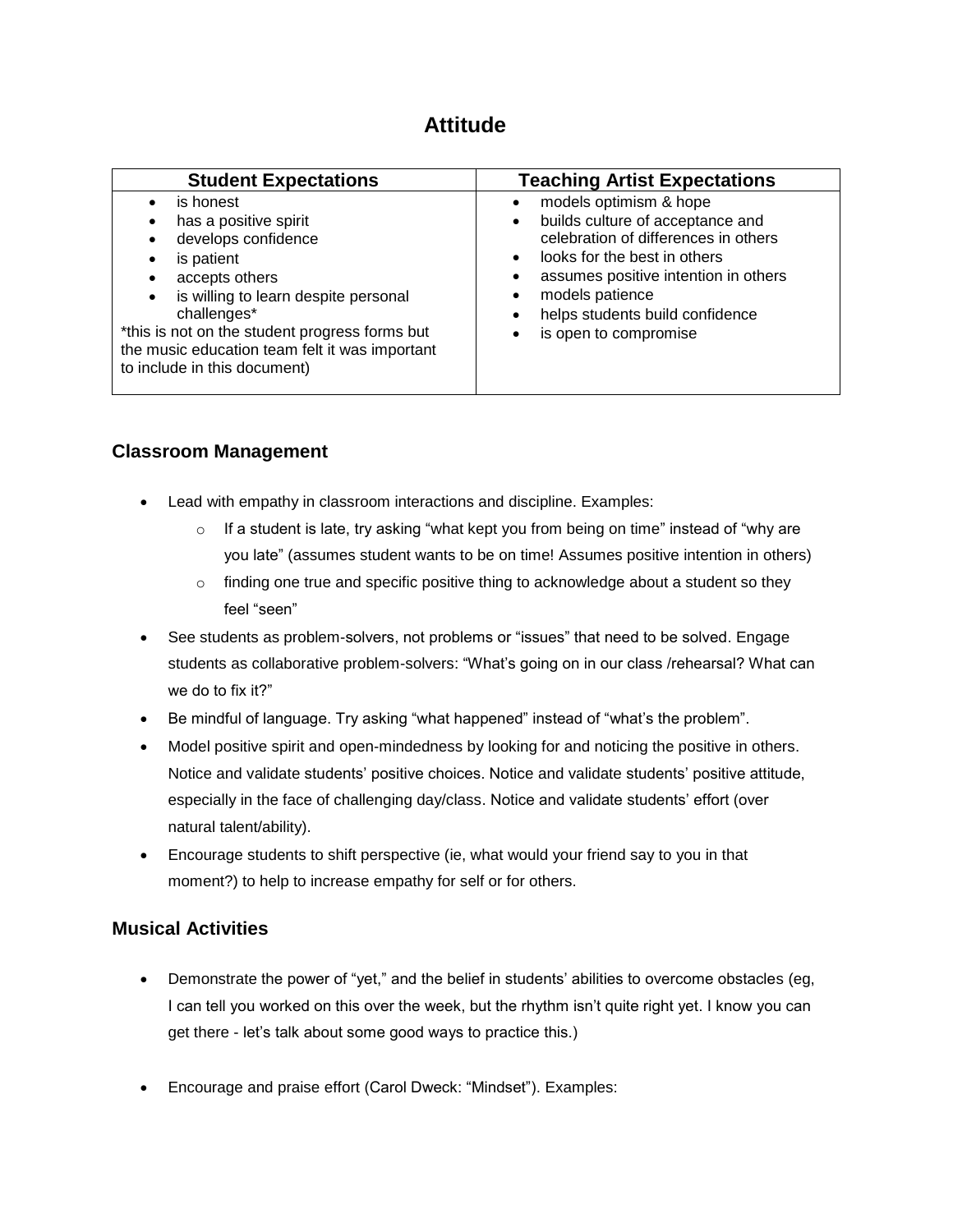# Attitude

| Student Expectations | Teaching Artist Expectations |
|---|---|
| • is honest<br>• has a positive spirit<br>• develops confidence<br>• is patient<br>• accepts others<br>• is willing to learn despite personal challenges*<br>*this is not on the student progress forms but the music education team felt it was important to include in this document) | • models optimism & hope<br>• builds culture of acceptance and celebration of differences in others<br>• looks for the best in others<br>• assumes positive intention in others<br>• models patience<br>• helps students build confidence<br>• is open to compromise |

### Classroom Management

- Lead with empathy in classroom interactions and discipline. Examples:
  - If a student is late, try asking "what kept you from being on time" instead of "why are you late" (assumes student wants to be on time! Assumes positive intention in others)
  - finding one true and specific positive thing to acknowledge about a student so they feel "seen"
- See students as problem-solvers, not problems or "issues" that need to be solved. Engage students as collaborative problem-solvers: "What's going on in our class /rehearsal? What can we do to fix it?"
- Be mindful of language. Try asking "what happened" instead of "what's the problem".
- Model positive spirit and open-mindedness by looking for and noticing the positive in others. Notice and validate students' positive choices. Notice and validate students' positive attitude, especially in the face of challenging day/class. Notice and validate students' effort (over natural talent/ability).
- Encourage students to shift perspective (ie, what would your friend say to you in that moment?) to help to increase empathy for self or for others.

### Musical Activities

- Demonstrate the power of "yet," and the belief in students' abilities to overcome obstacles (eg, I can tell you worked on this over the week, but the rhythm isn't quite right yet. I know you can get there - let's talk about some good ways to practice this.)

- Encourage and praise effort (Carol Dweck: "Mindset"). Examples: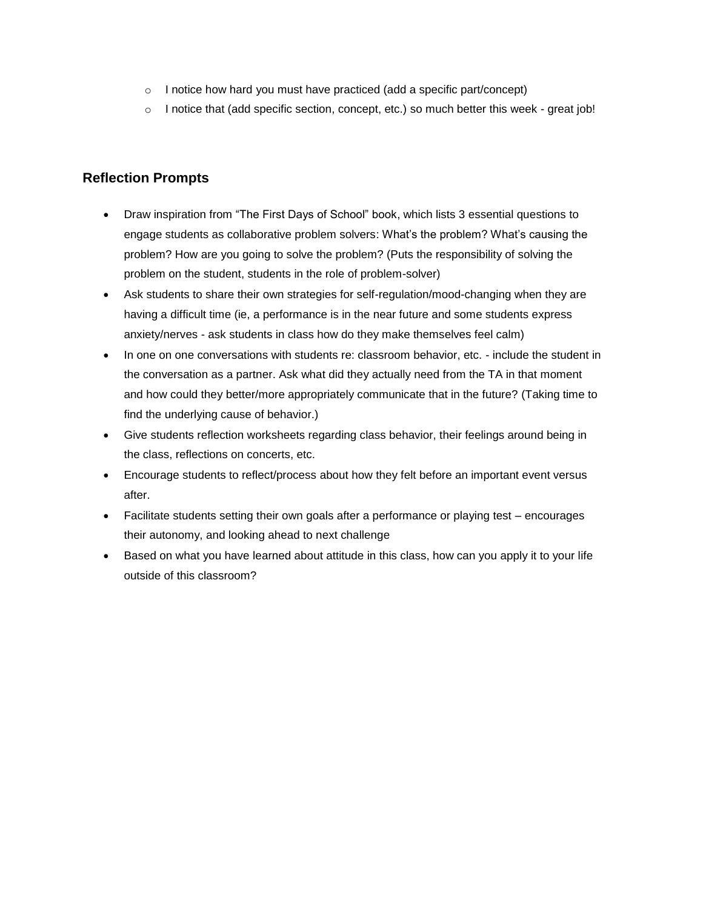- I notice how hard you must have practiced (add a specific part/concept)
  - I notice that (add specific section, concept, etc.) so much better this week - great job!

## Reflection Prompts

- Draw inspiration from "The First Days of School" book, which lists 3 essential questions to engage students as collaborative problem solvers: What's the problem? What's causing the problem? How are you going to solve the problem? (Puts the responsibility of solving the problem on the student, students in the role of problem-solver)
- Ask students to share their own strategies for self-regulation/mood-changing when they are having a difficult time (ie, a performance is in the near future and some students express anxiety/nerves - ask students in class how do they make themselves feel calm)
- In one on one conversations with students re: classroom behavior, etc. - include the student in the conversation as a partner. Ask what did they actually need from the TA in that moment and how could they better/more appropriately communicate that in the future? (Taking time to find the underlying cause of behavior.)
- Give students reflection worksheets regarding class behavior, their feelings around being in the class, reflections on concerts, etc.
- Encourage students to reflect/process about how they felt before an important event versus after.
- Facilitate students setting their own goals after a performance or playing test – encourages their autonomy, and looking ahead to next challenge
- Based on what you have learned about attitude in this class, how can you apply it to your life outside of this classroom?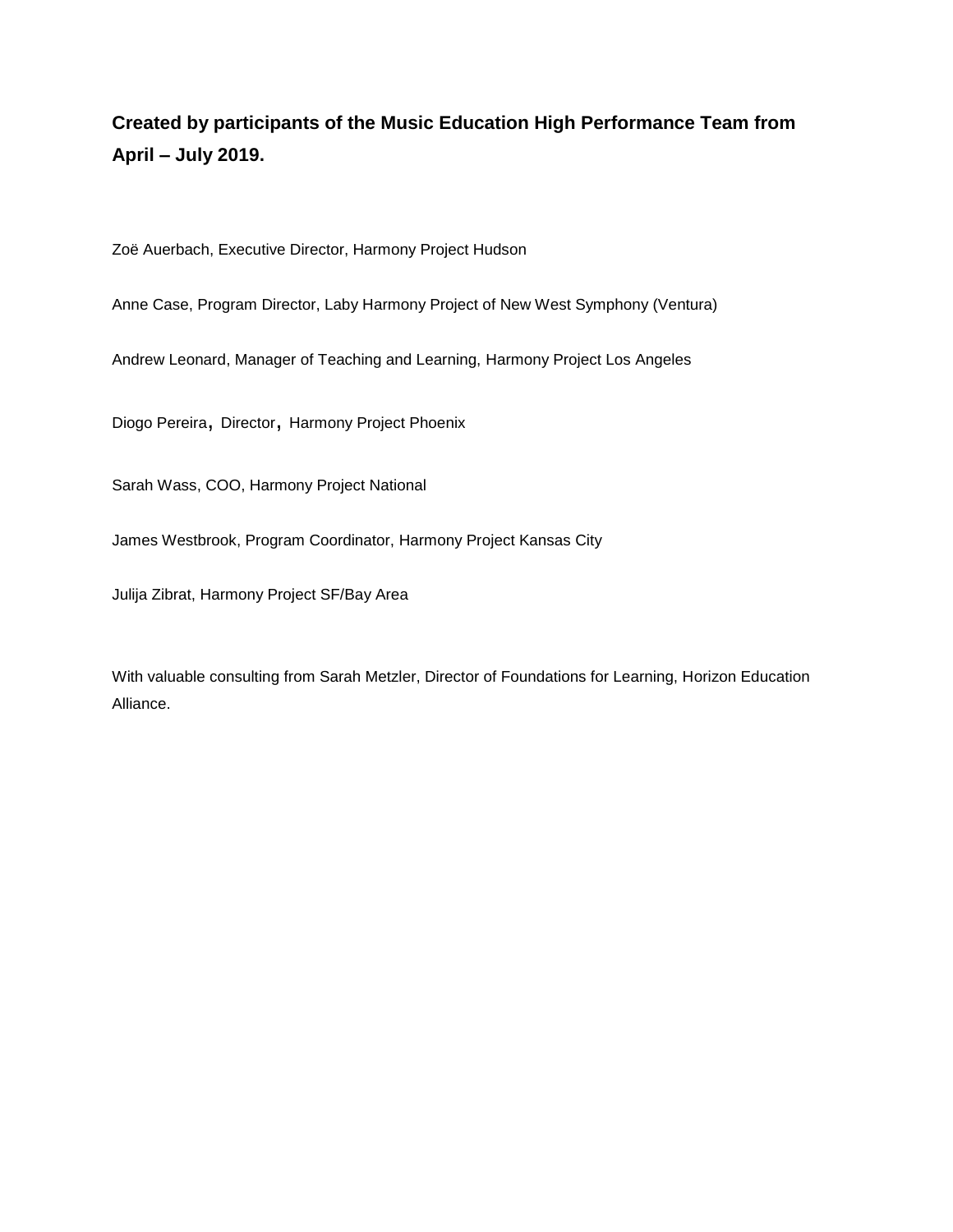**Created by participants of the Music Education High Performance Team from April – July 2019.**

Zoë Auerbach, Executive Director, Harmony Project Hudson

Anne Case, Program Director, Laby Harmony Project of New West Symphony (Ventura)

Andrew Leonard, Manager of Teaching and Learning, Harmony Project Los Angeles

Diogo Pereira, Director, Harmony Project Phoenix

Sarah Wass, COO, Harmony Project National

James Westbrook, Program Coordinator, Harmony Project Kansas City

Julija Zibrat, Harmony Project SF/Bay Area

With valuable consulting from Sarah Metzler, Director of Foundations for Learning, Horizon Education Alliance.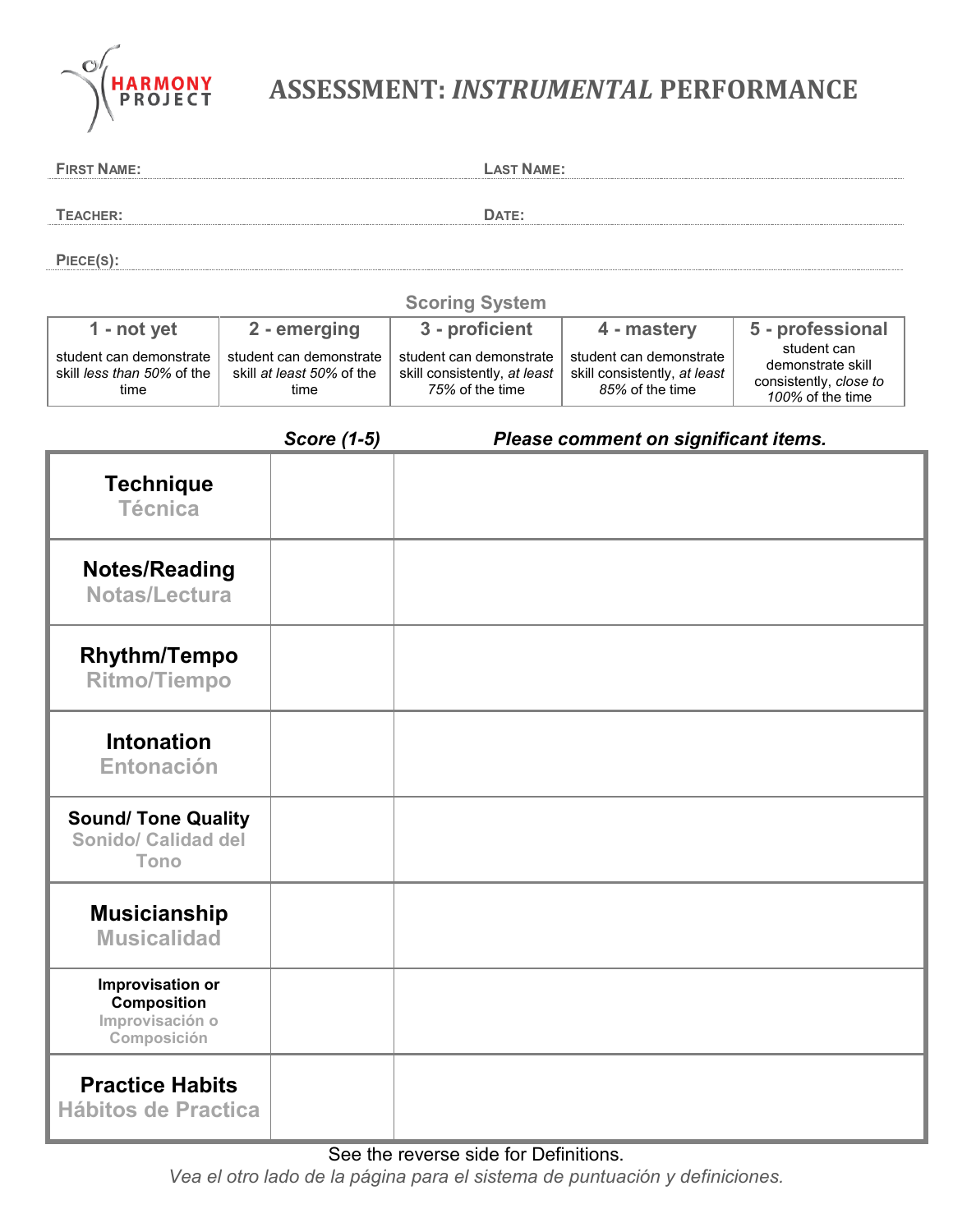# ASSESSMENT: *INSTRUMENTAL* PERFORMANCE

HARMONY PROJECT

FIRST NAME: LAST NAME:

TEACHER: DATE:

PIECE(S):

**Scoring System**

| 1 - not yet | 2 - emerging | 3 - proficient | 4 - mastery | 5 - professional |
|---|---|---|---|---|
| student can demonstrate skill *less than 50%* of the time | student can demonstrate skill *at least 50%* of the time | student can demonstrate skill consistently, *at least 75%* of the time | student can demonstrate skill consistently, *at least 85%* of the time | student can demonstrate skill consistently, *close to 100%* of the time |

| | ***Score (1-5)*** | ***Please comment on significant items.*** |
|---|---|---|
| **Technique** Técnica | | |
| **Notes/Reading** Notas/Lectura | | |
| **Rhythm/Tempo** Ritmo/Tiempo | | |
| **Intonation** Entonación | | |
| **Sound/ Tone Quality** Sonido/ Calidad del Tono | | |
| **Musicianship** Musicalidad | | |
| **Improvisation or Composition** Improvisación o Composición | | |
| **Practice Habits** Hábitos de Practica | | |

See the reverse side for Definitions.

*Vea el otro lado de la página para el sistema de puntuación y definiciones.*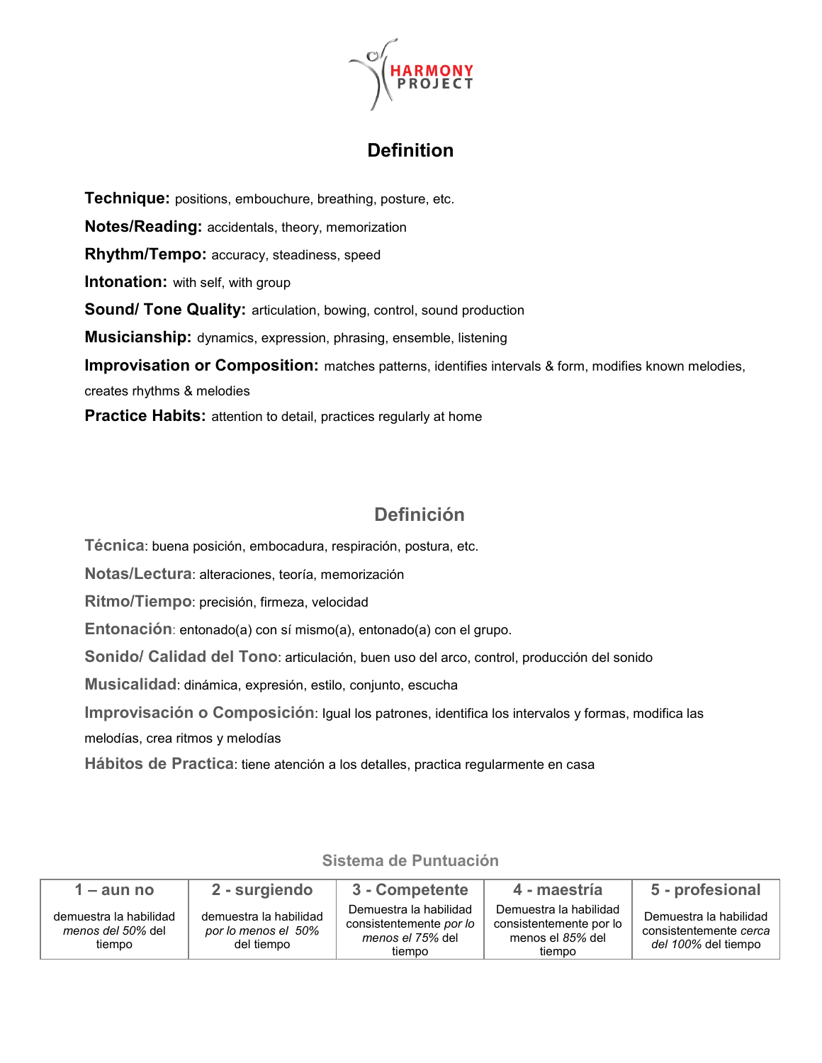## Definition

**Technique:** positions, embouchure, breathing, posture, etc.

**Notes/Reading:** accidentals, theory, memorization

**Rhythm/Tempo:** accuracy, steadiness, speed

**Intonation:** with self, with group

**Sound/ Tone Quality:** articulation, bowing, control, sound production

**Musicianship:** dynamics, expression, phrasing, ensemble, listening

**Improvisation or Composition:** matches patterns, identifies intervals & form, modifies known melodies, creates rhythms & melodies

**Practice Habits:** attention to detail, practices regularly at home

## Definición

**Técnica**: buena posición, embocadura, respiración, postura, etc.

**Notas/Lectura**: alteraciones, teoría, memorización

**Ritmo/Tiempo**: precisión, firmeza, velocidad

**Entonación**: entonado(a) con sí mismo(a), entonado(a) con el grupo.

**Sonido/ Calidad del Tono**: articulación, buen uso del arco, control, producción del sonido

**Musicalidad**: dinámica, expresión, estilo, conjunto, escucha

**Improvisación o Composición**: Igual los patrones, identifica los intervalos y formas, modifica las melodías, crea ritmos y melodías

**Hábitos de Practica**: tiene atención a los detalles, practica regularmente en casa

### Sistema de Puntuación

| 1 – aun no | 2 - surgiendo | 3 - Competente | 4 - maestría | 5 - profesional |
|---|---|---|---|---|
| demuestra la habilidad *menos del 50%* del tiempo | demuestra la habilidad *por lo menos el 50%* del tiempo | Demuestra la habilidad consistentemente *por lo menos el 75%* del tiempo | Demuestra la habilidad consistentemente por lo menos el *85%* del tiempo | Demuestra la habilidad consistentemente *cerca del 100%* del tiempo |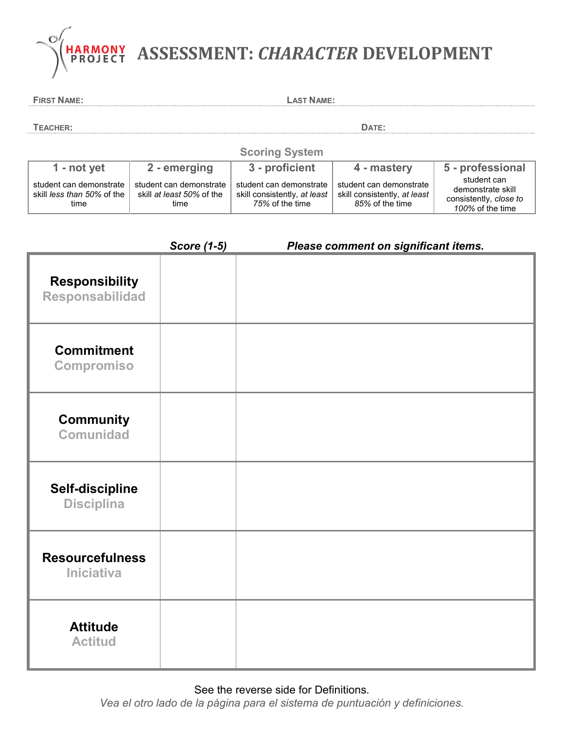# HARMONY PROJECT ASSESSMENT: *CHARACTER* DEVELOPMENT

FIRST NAME: LAST NAME:

TEACHER: DATE:

**Scoring System**

| 1 - not yet | 2 - emerging | 3 - proficient | 4 - mastery | 5 - professional |
|---|---|---|---|---|
| student can demonstrate skill *less than 50%* of the time | student can demonstrate skill *at least 50%* of the time | student can demonstrate skill consistently, *at least 75%* of the time | student can demonstrate skill consistently, *at least 85%* of the time | student can demonstrate skill consistently, *close to 100%* of the time |

| | ***Score (1-5)*** | ***Please comment on significant items.*** |
|---|---|---|
| **Responsibility** Responsabilidad | | |
| **Commitment** Compromiso | | |
| **Community** Comunidad | | |
| **Self-discipline** Disciplina | | |
| **Resourcefulness** Iniciativa | | |
| **Attitude** Actitud | | |

See the reverse side for Definitions.

*Vea el otro lado de la página para el sistema de puntuación y definiciones.*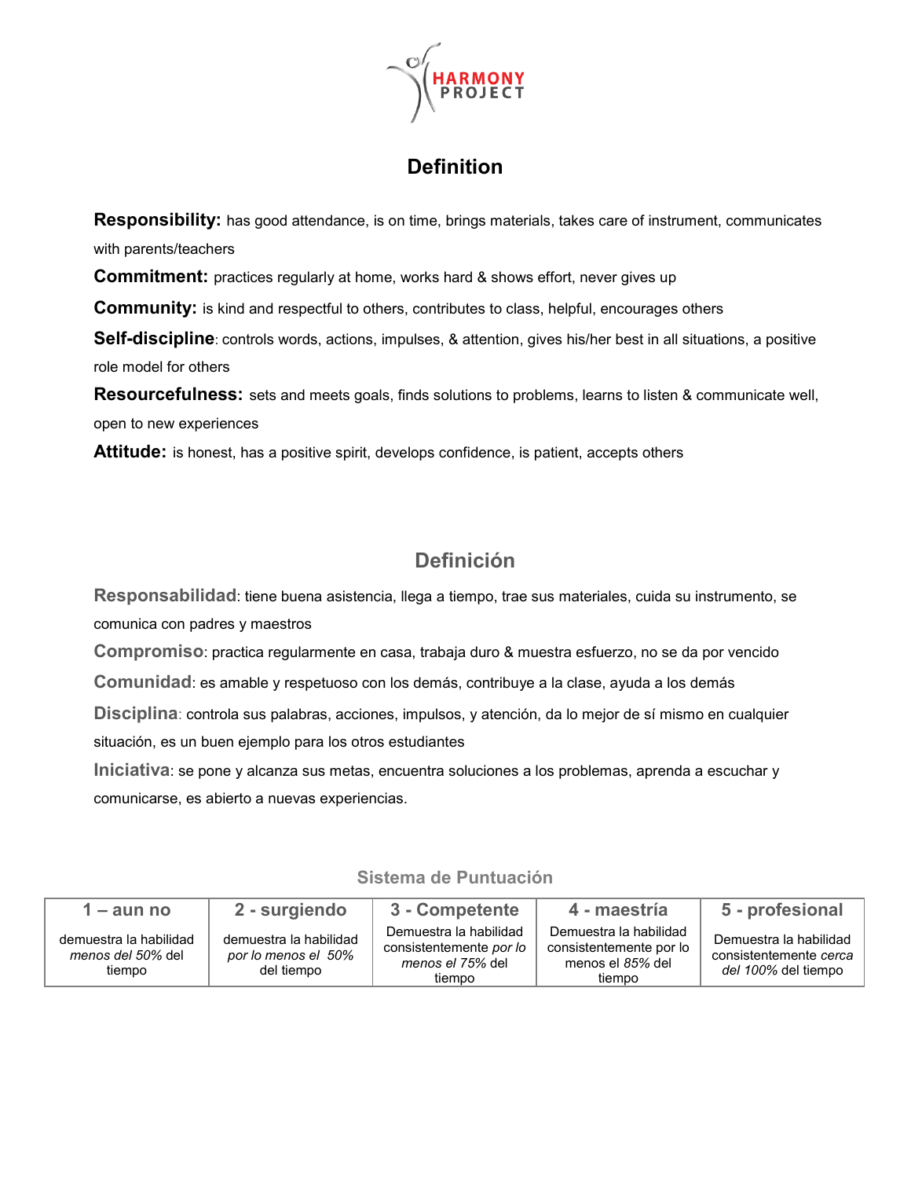HARMONY PROJECT

## Definition

**Responsibility:** has good attendance, is on time, brings materials, takes care of instrument, communicates with parents/teachers

**Commitment:** practices regularly at home, works hard & shows effort, never gives up

**Community:** is kind and respectful to others, contributes to class, helpful, encourages others

**Self-discipline**: controls words, actions, impulses, & attention, gives his/her best in all situations, a positive role model for others

**Resourcefulness:** sets and meets goals, finds solutions to problems, learns to listen & communicate well, open to new experiences

**Attitude:** is honest, has a positive spirit, develops confidence, is patient, accepts others

## Definición

**Responsabilidad**: tiene buena asistencia, llega a tiempo, trae sus materiales, cuida su instrumento, se comunica con padres y maestros

**Compromiso**: practica regularmente en casa, trabaja duro & muestra esfuerzo, no se da por vencido

**Comunidad**: es amable y respetuoso con los demás, contribuye a la clase, ayuda a los demás

**Disciplina**: controla sus palabras, acciones, impulsos, y atención, da lo mejor de sí mismo en cualquier situación, es un buen ejemplo para los otros estudiantes

**Iniciativa**: se pone y alcanza sus metas, encuentra soluciones a los problemas, aprenda a escuchar y comunicarse, es abierto a nuevas experiencias.

### Sistema de Puntuación

| 1 – aun no | 2 - surgiendo | 3 - Competente | 4 - maestría | 5 - profesional |
|---|---|---|---|---|
| demuestra la habilidad *menos del 50%* del tiempo | demuestra la habilidad *por lo menos el 50%* del tiempo | Demuestra la habilidad consistentemente *por lo menos el 75%* del tiempo | Demuestra la habilidad consistentemente por lo menos el *85%* del tiempo | Demuestra la habilidad consistentemente *cerca del 100%* del tiempo |